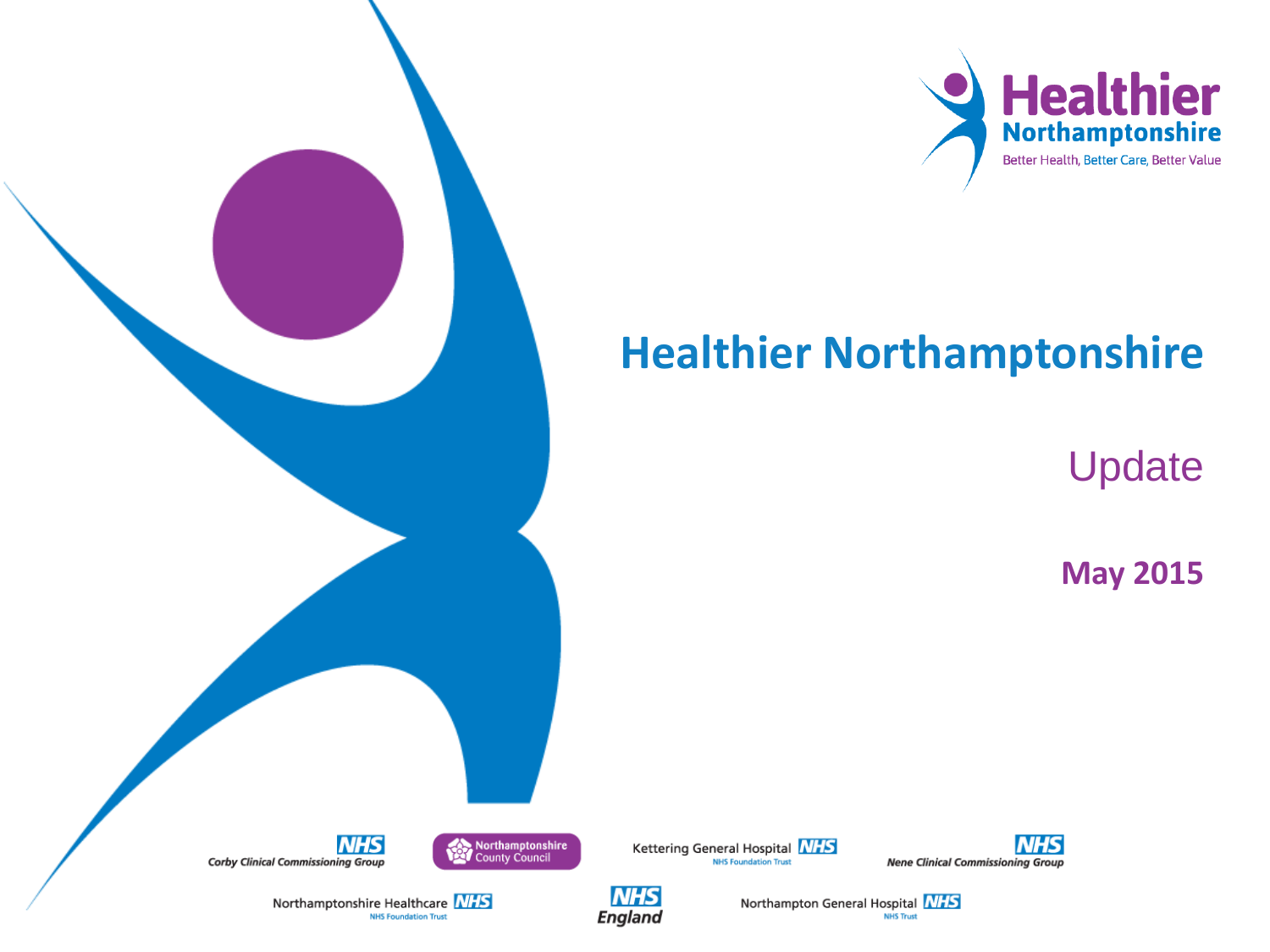Healthier Northamptonshire

Better Health, Better Care, Better Value

# Healthier Northamptonshire

## Update

**May 2015**

Corby Clinical Commissioning Group NHS

Northamptonshire County Council

Kettering General Hospital NHS Foundation Trust

Nene Clinical Commissioning Group NHS

Northamptonshire Healthcare NHS Foundation Trust

NHS England

Northampton General Hospital NHS Trust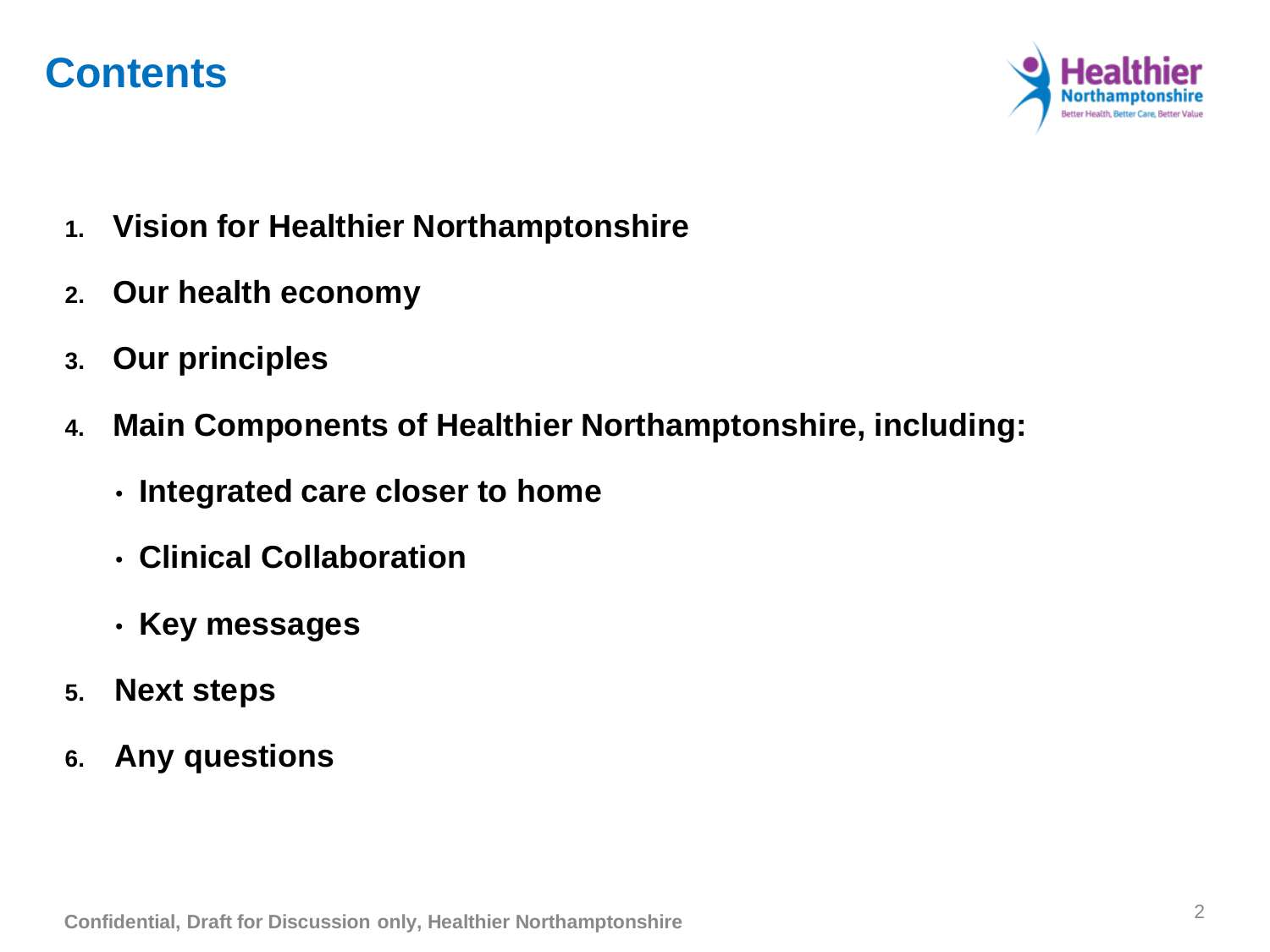# Contents

1. **Vision for Healthier Northamptonshire**
2. **Our health economy**
3. **Our principles**
4. **Main Components of Healthier Northamptonshire, including:**
    - **Integrated care closer to home**
    - **Clinical Collaboration**
    - **Key messages**
5. **Next steps**
6. **Any questions**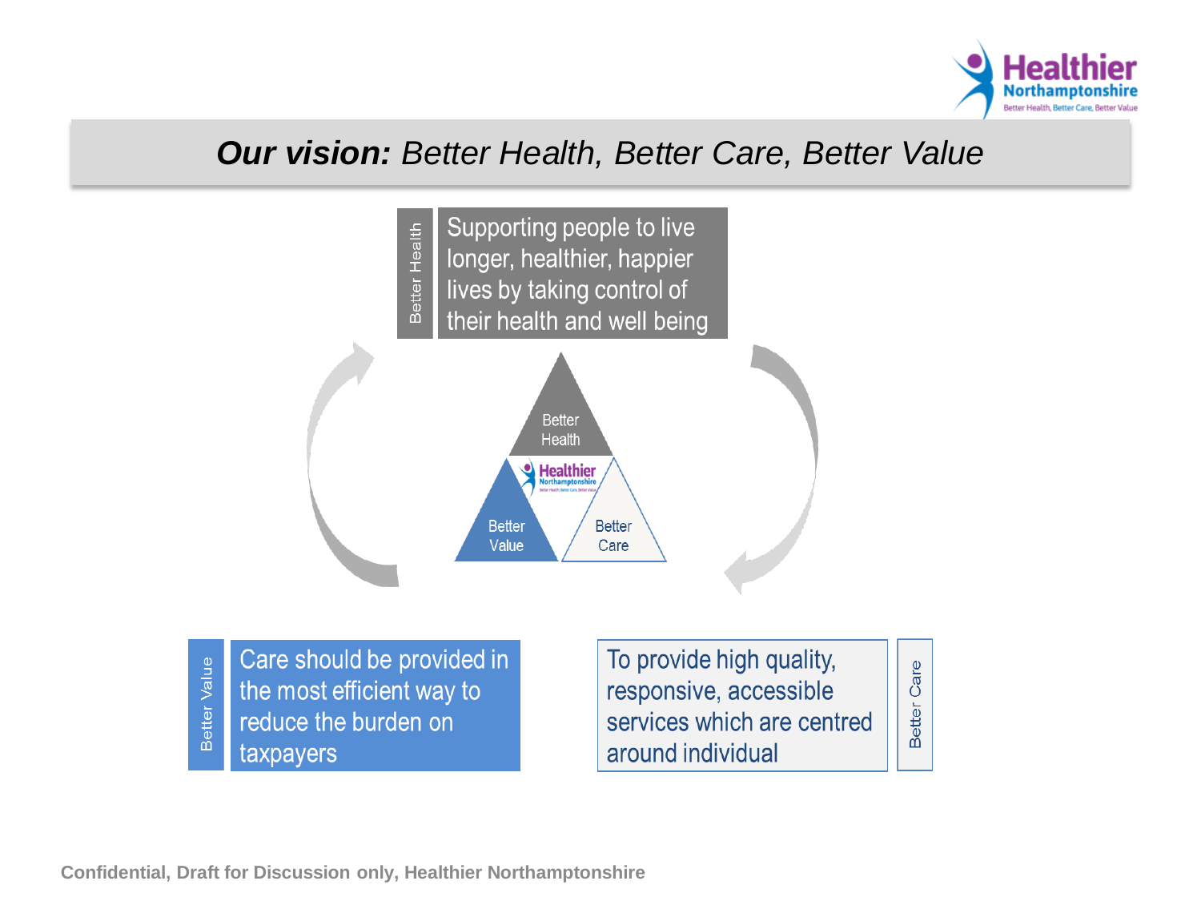# ***Our vision:*** *Better Health, Better Care, Better Value*

**Better Health**

Supporting people to live longer, healthier, happier lives by taking control of their health and well being

Better Health

Better Value

Better Care

**Better Value**

Care should be provided in the most efficient way to reduce the burden on taxpayers

**Better Care**

To provide high quality, responsive, accessible services which are centred around individual

Confidential, Draft for Discussion only, Healthier Northamptonshire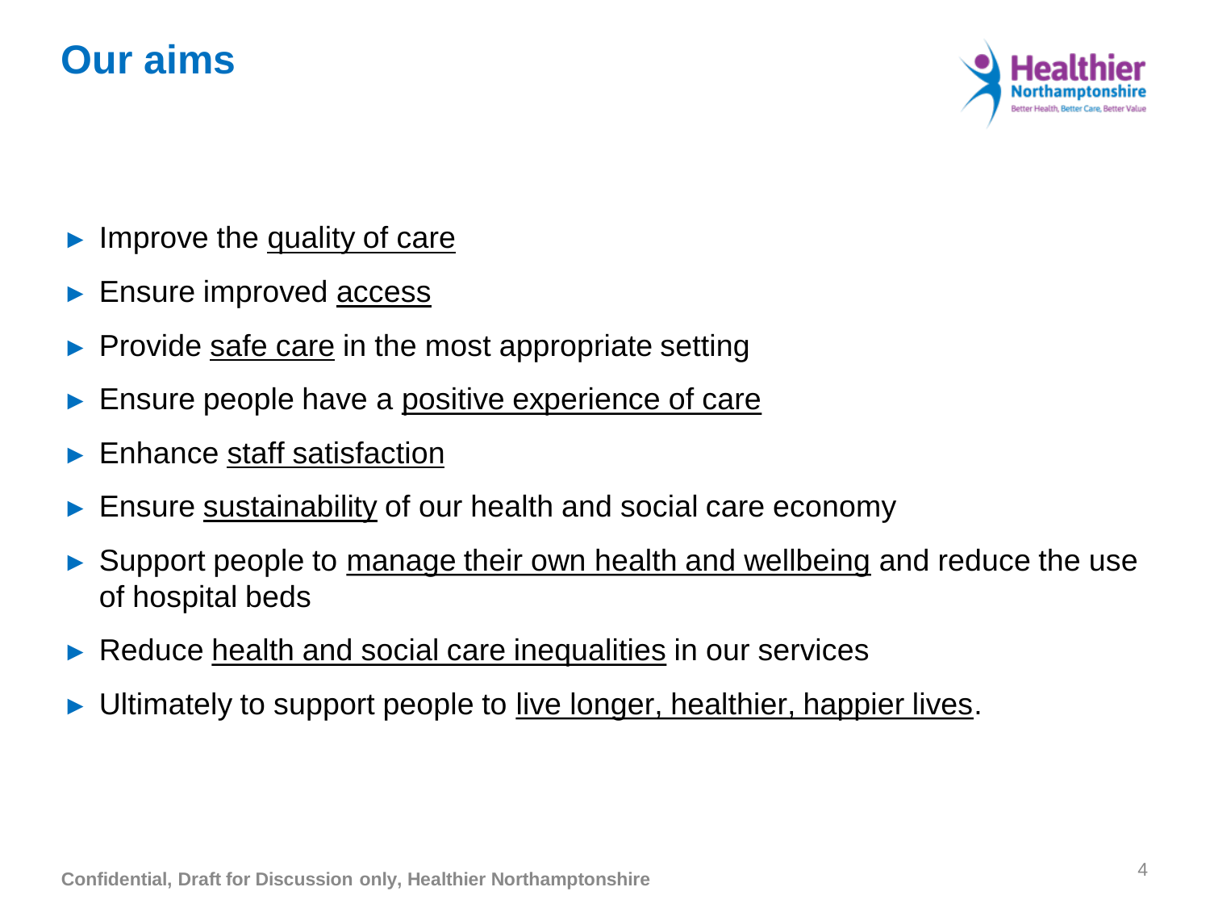# Our aims

- Improve the <u>quality of care</u>
- Ensure improved <u>access</u>
- Provide <u>safe care</u> in the most appropriate setting
- Ensure people have a <u>positive experience of care</u>
- Enhance <u>staff satisfaction</u>
- Ensure <u>sustainability</u> of our health and social care economy
- Support people to <u>manage their own health and wellbeing</u> and reduce the use of hospital beds
- Reduce <u>health and social care inequalities</u> in our services
- Ultimately to support people to <u>live longer, healthier, happier lives</u>.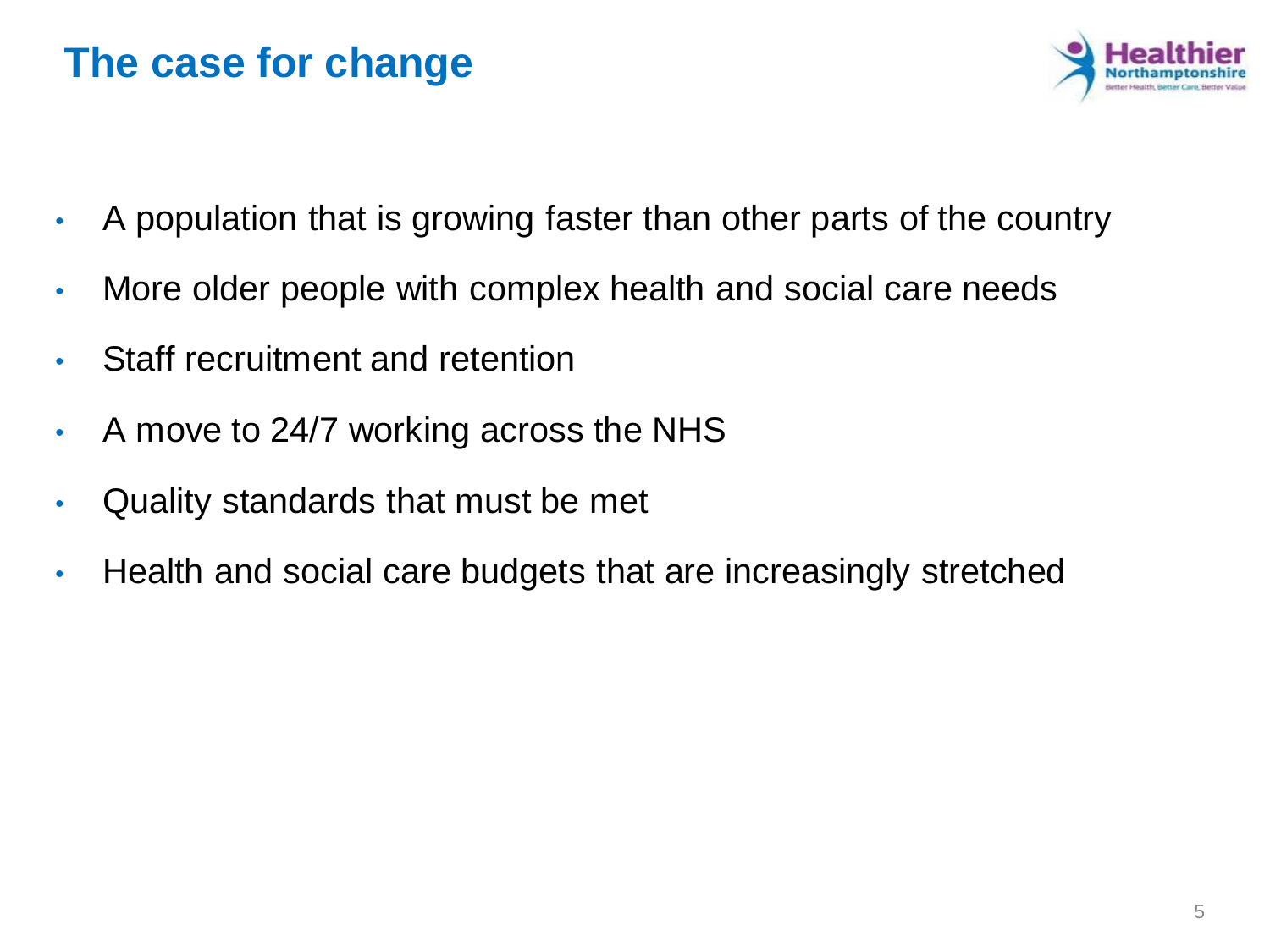# The case for change

- A population that is growing faster than other parts of the country
- More older people with complex health and social care needs
- Staff recruitment and retention
- A move to 24/7 working across the NHS
- Quality standards that must be met
- Health and social care budgets that are increasingly stretched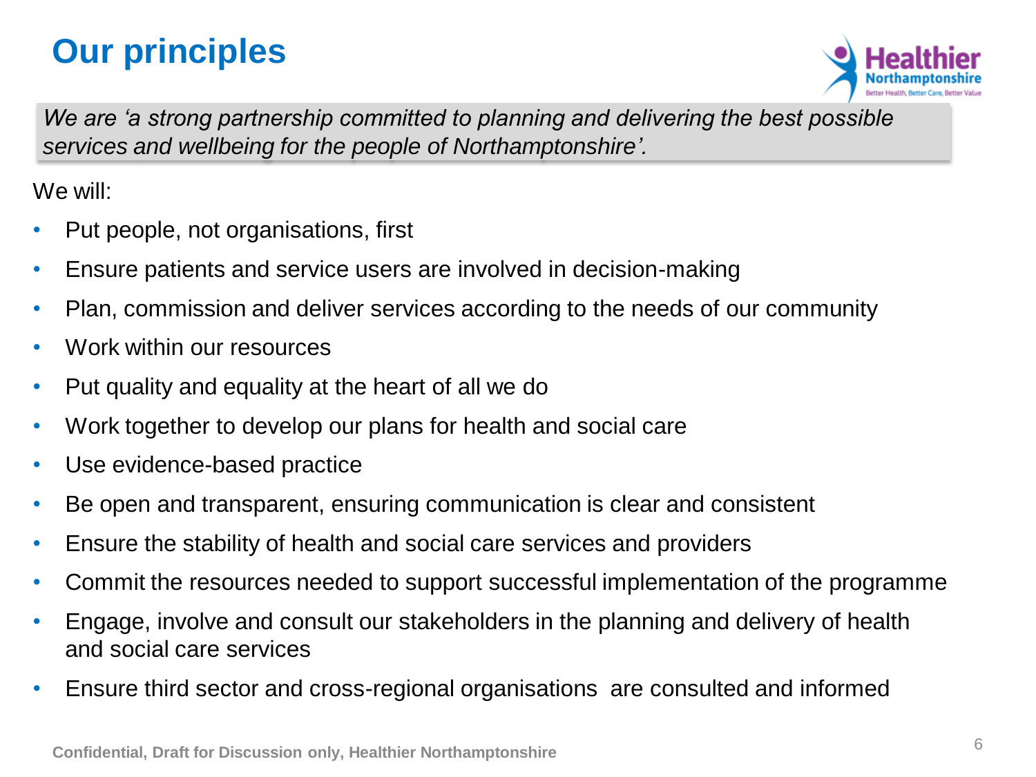# Our principles

*We are 'a strong partnership committed to planning and delivering the best possible services and wellbeing for the people of Northamptonshire'.*

We will:

- Put people, not organisations, first
- Ensure patients and service users are involved in decision-making
- Plan, commission and deliver services according to the needs of our community
- Work within our resources
- Put quality and equality at the heart of all we do
- Work together to develop our plans for health and social care
- Use evidence-based practice
- Be open and transparent, ensuring communication is clear and consistent
- Ensure the stability of health and social care services and providers
- Commit the resources needed to support successful implementation of the programme
- Engage, involve and consult our stakeholders in the planning and delivery of health and social care services
- Ensure third sector and cross-regional organisations are consulted and informed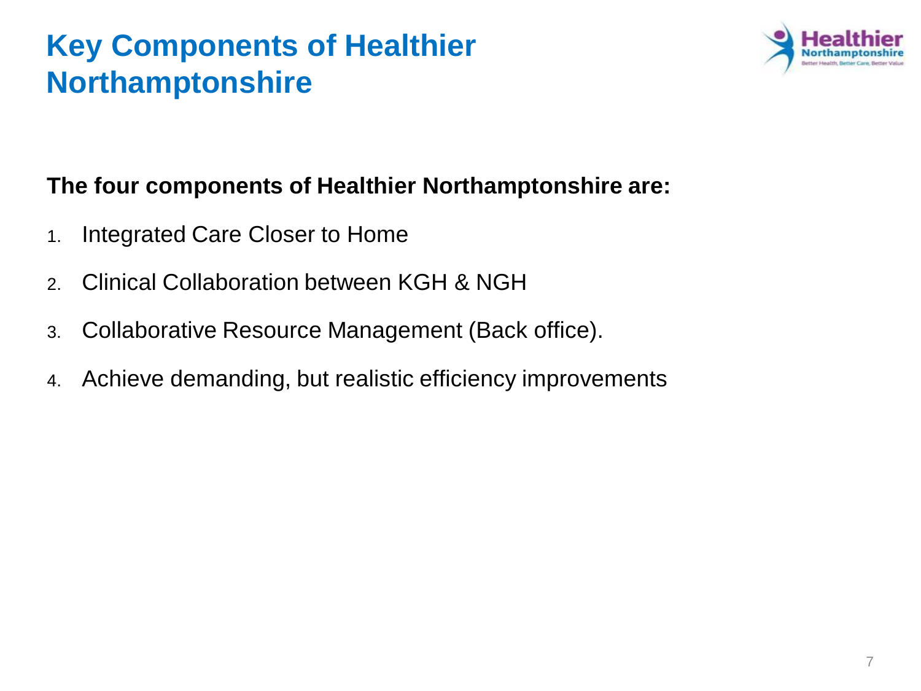# Key Components of Healthier Northamptonshire

**The four components of Healthier Northamptonshire are:**

1. Integrated Care Closer to Home
2. Clinical Collaboration between KGH & NGH
3. Collaborative Resource Management (Back office).
4. Achieve demanding, but realistic efficiency improvements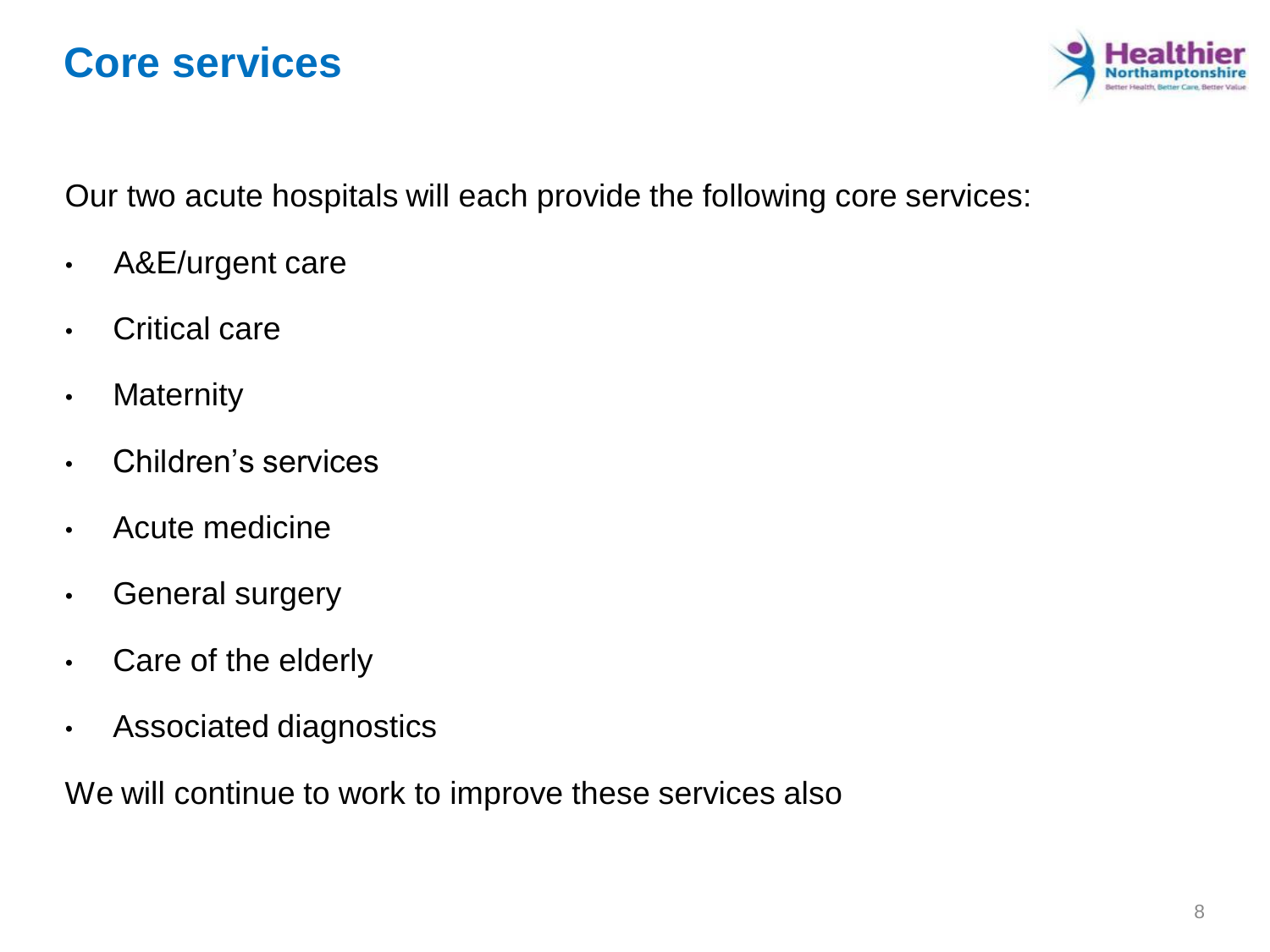# Core services

Our two acute hospitals will each provide the following core services:

- A&E/urgent care
- Critical care
- Maternity
- Children's services
- Acute medicine
- General surgery
- Care of the elderly
- Associated diagnostics

We will continue to work to improve these services also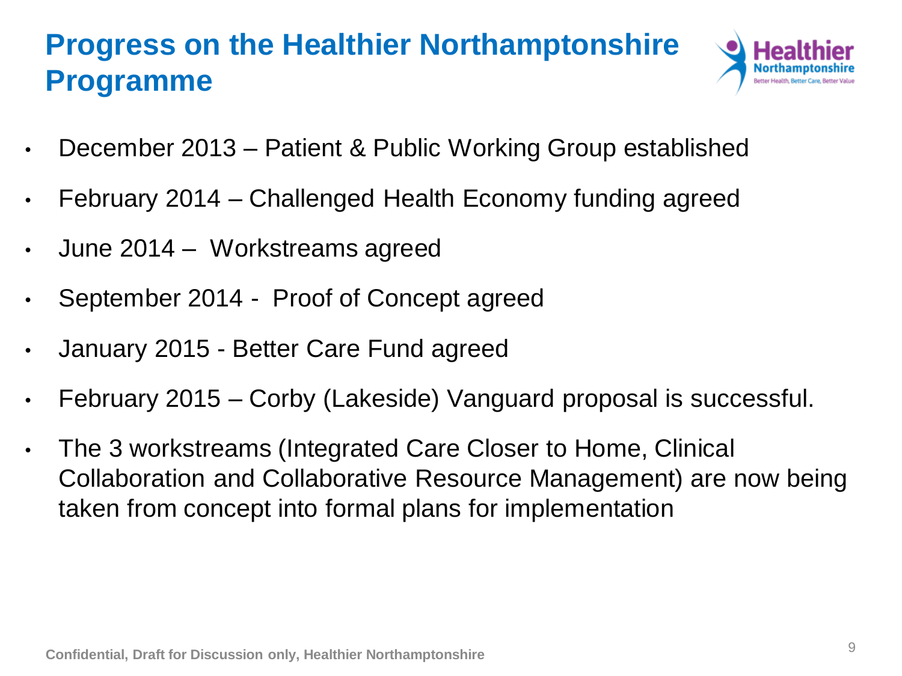# Progress on the Healthier Northamptonshire Programme

- December 2013 – Patient & Public Working Group established
- February 2014 – Challenged Health Economy funding agreed
- June 2014 – Workstreams agreed
- September 2014 - Proof of Concept agreed
- January 2015 - Better Care Fund agreed
- February 2015 – Corby (Lakeside) Vanguard proposal is successful.
- The 3 workstreams (Integrated Care Closer to Home, Clinical Collaboration and Collaborative Resource Management) are now being taken from concept into formal plans for implementation

Confidential, Draft for Discussion only, Healthier Northamptonshire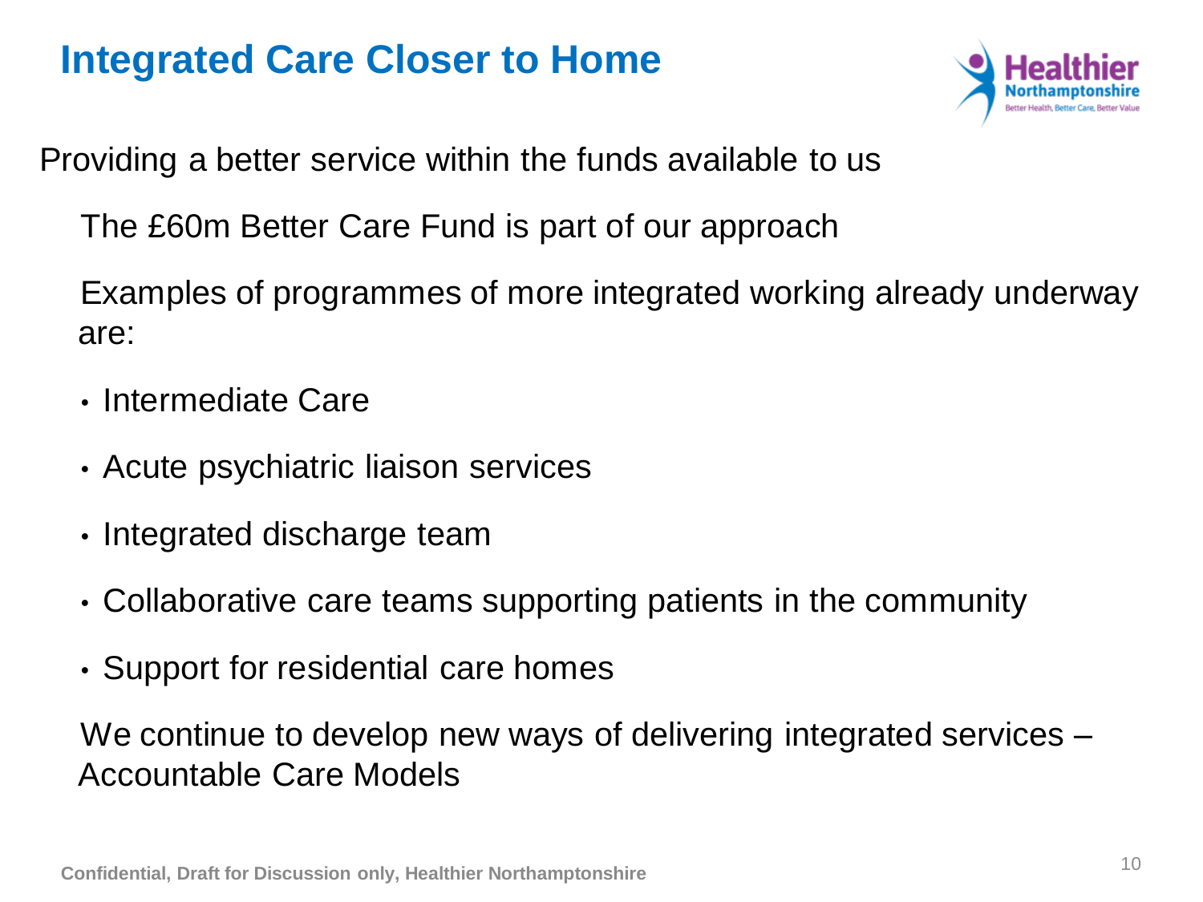# Integrated Care Closer to Home

Providing a better service within the funds available to us

The £60m Better Care Fund is part of our approach

Examples of programmes of more integrated working already underway are:

- Intermediate Care
- Acute psychiatric liaison services
- Integrated discharge team
- Collaborative care teams supporting patients in the community
- Support for residential care homes

We continue to develop new ways of delivering integrated services – Accountable Care Models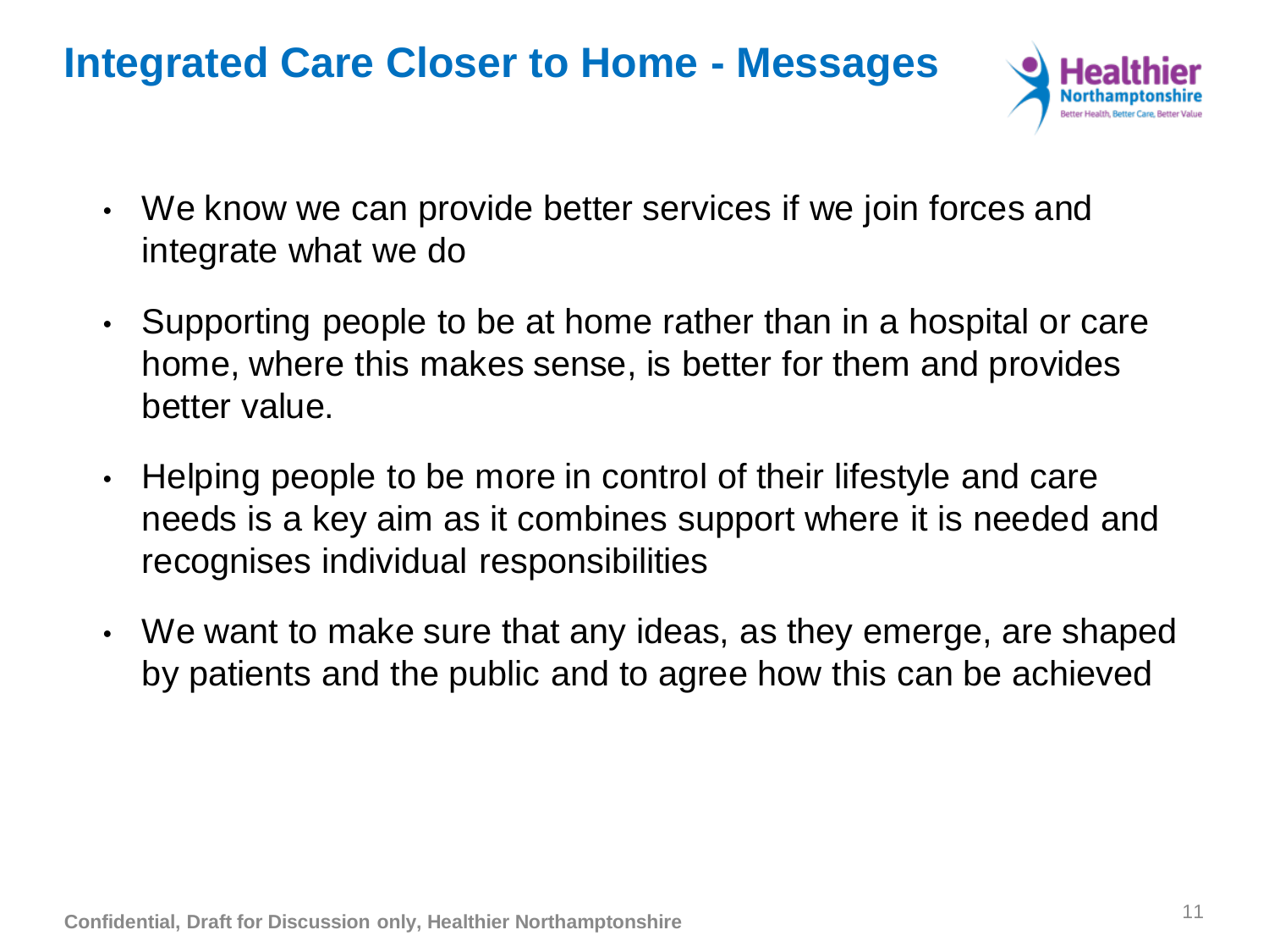# Integrated Care Closer to Home - Messages

- We know we can provide better services if we join forces and integrate what we do
- Supporting people to be at home rather than in a hospital or care home, where this makes sense, is better for them and provides better value.
- Helping people to be more in control of their lifestyle and care needs is a key aim as it combines support where it is needed and recognises individual responsibilities
- We want to make sure that any ideas, as they emerge, are shaped by patients and the public and to agree how this can be achieved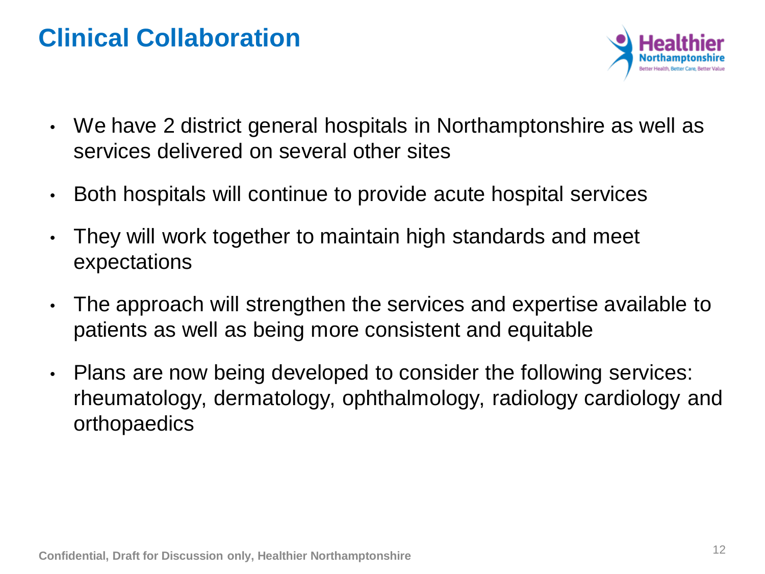# Clinical Collaboration

- We have 2 district general hospitals in Northamptonshire as well as services delivered on several other sites
- Both hospitals will continue to provide acute hospital services
- They will work together to maintain high standards and meet expectations
- The approach will strengthen the services and expertise available to patients as well as being more consistent and equitable
- Plans are now being developed to consider the following services: rheumatology, dermatology, ophthalmology, radiology cardiology and orthopaedics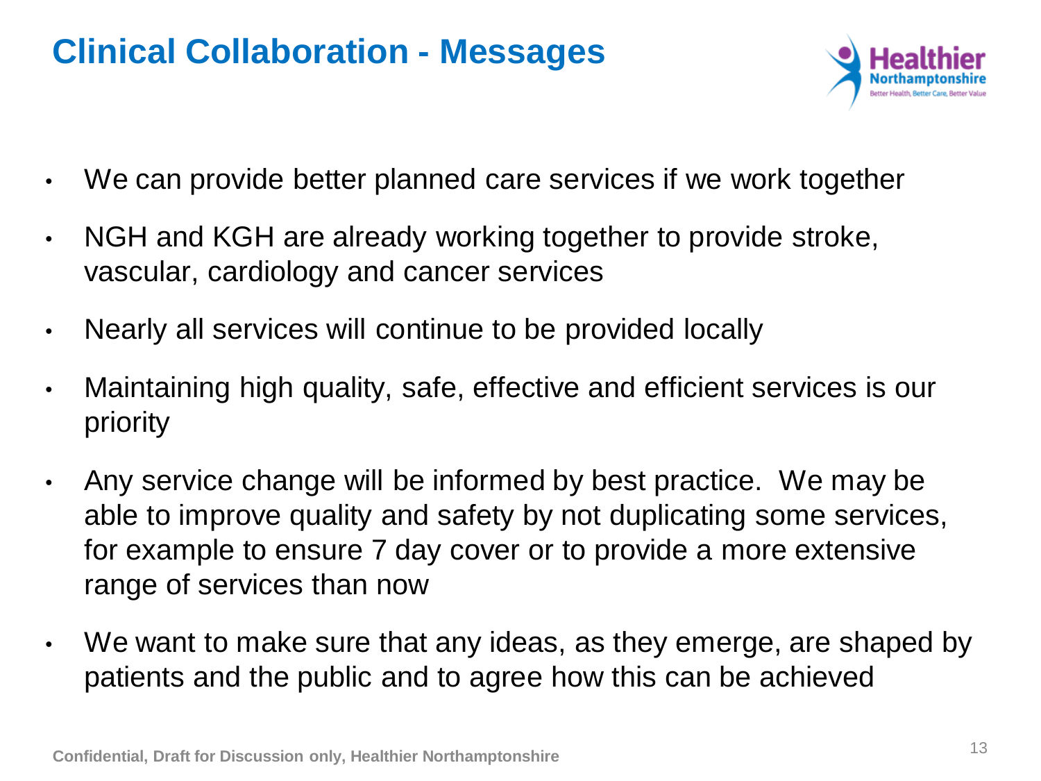# Clinical Collaboration - Messages

- We can provide better planned care services if we work together
- NGH and KGH are already working together to provide stroke, vascular, cardiology and cancer services
- Nearly all services will continue to be provided locally
- Maintaining high quality, safe, effective and efficient services is our priority
- Any service change will be informed by best practice. We may be able to improve quality and safety by not duplicating some services, for example to ensure 7 day cover or to provide a more extensive range of services than now
- We want to make sure that any ideas, as they emerge, are shaped by patients and the public and to agree how this can be achieved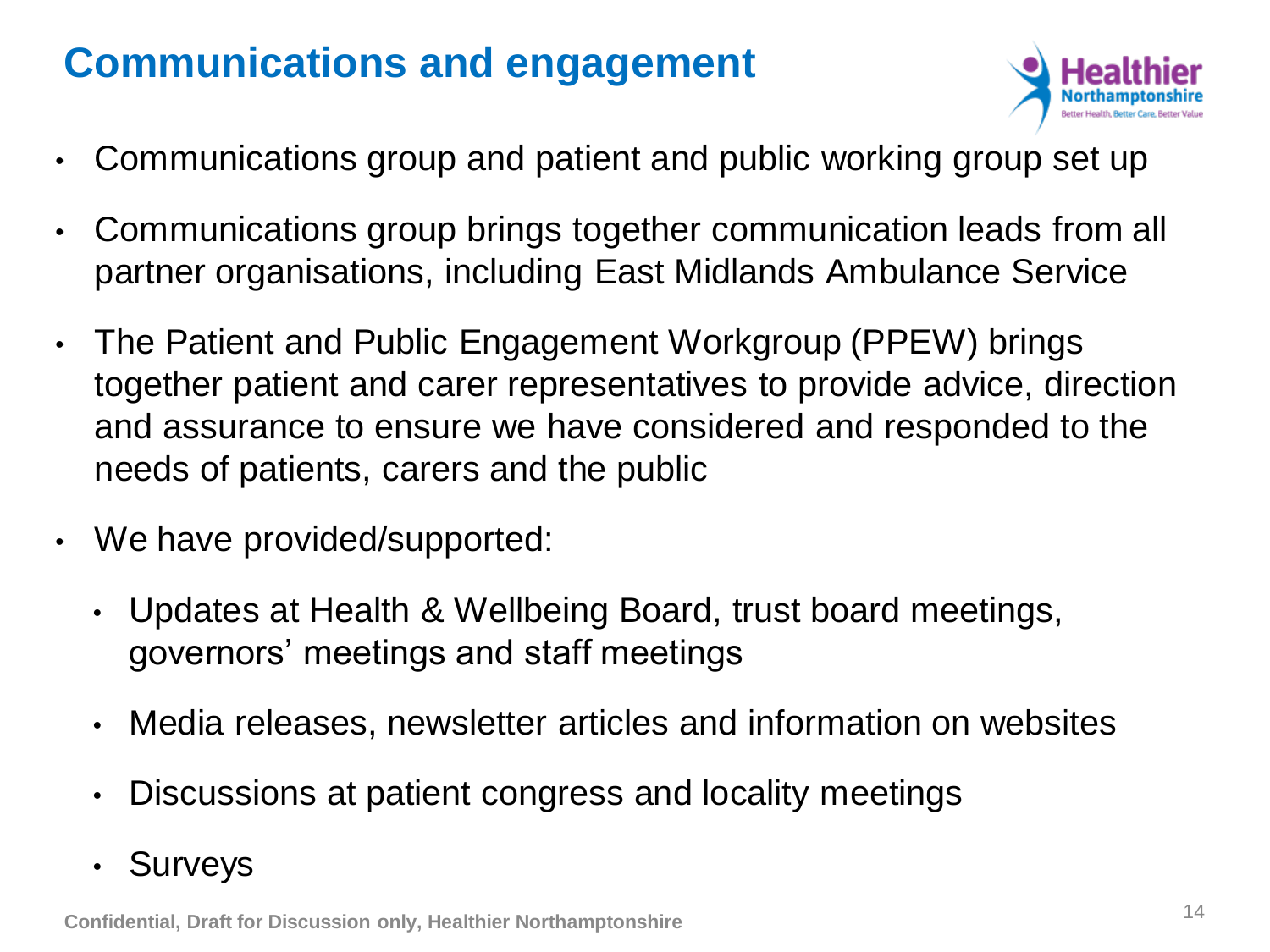# Communications and engagement

- Communications group and patient and public working group set up
- Communications group brings together communication leads from all partner organisations, including East Midlands Ambulance Service
- The Patient and Public Engagement Workgroup (PPEW) brings together patient and carer representatives to provide advice, direction and assurance to ensure we have considered and responded to the needs of patients, carers and the public
- We have provided/supported:
  - Updates at Health & Wellbeing Board, trust board meetings, governors' meetings and staff meetings
  - Media releases, newsletter articles and information on websites
  - Discussions at patient congress and locality meetings
  - Surveys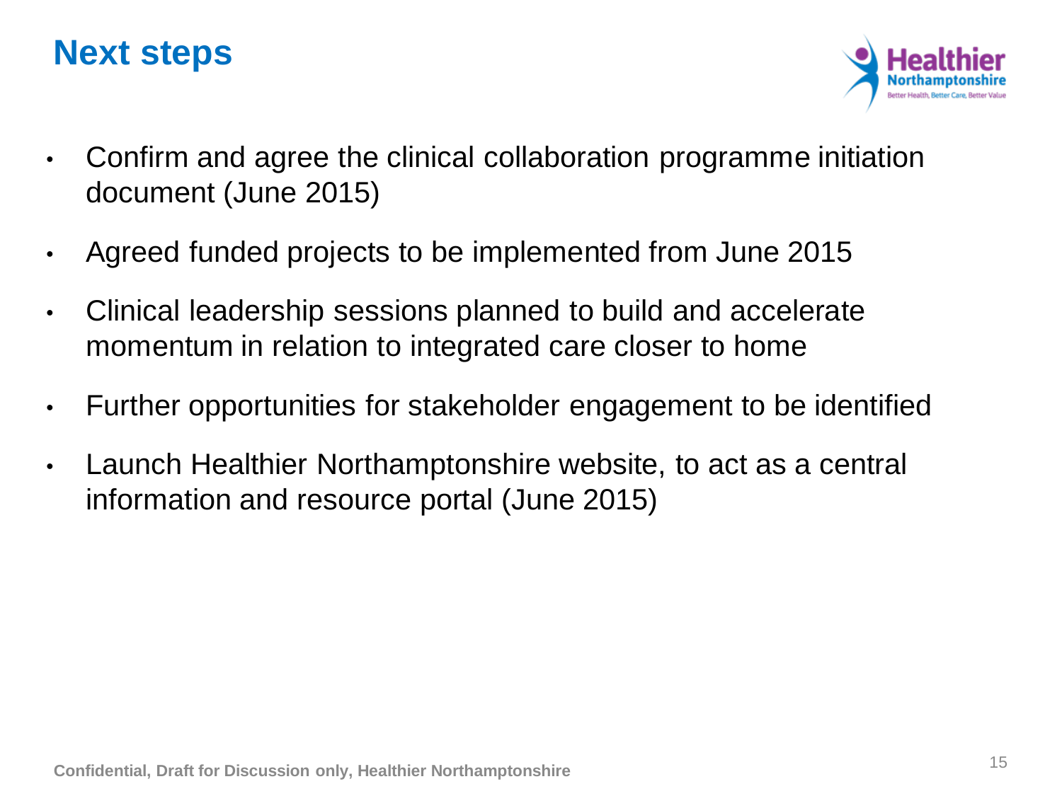# Next steps

- Confirm and agree the clinical collaboration programme initiation document (June 2015)
- Agreed funded projects to be implemented from June 2015
- Clinical leadership sessions planned to build and accelerate momentum in relation to integrated care closer to home
- Further opportunities for stakeholder engagement to be identified
- Launch Healthier Northamptonshire website, to act as a central information and resource portal (June 2015)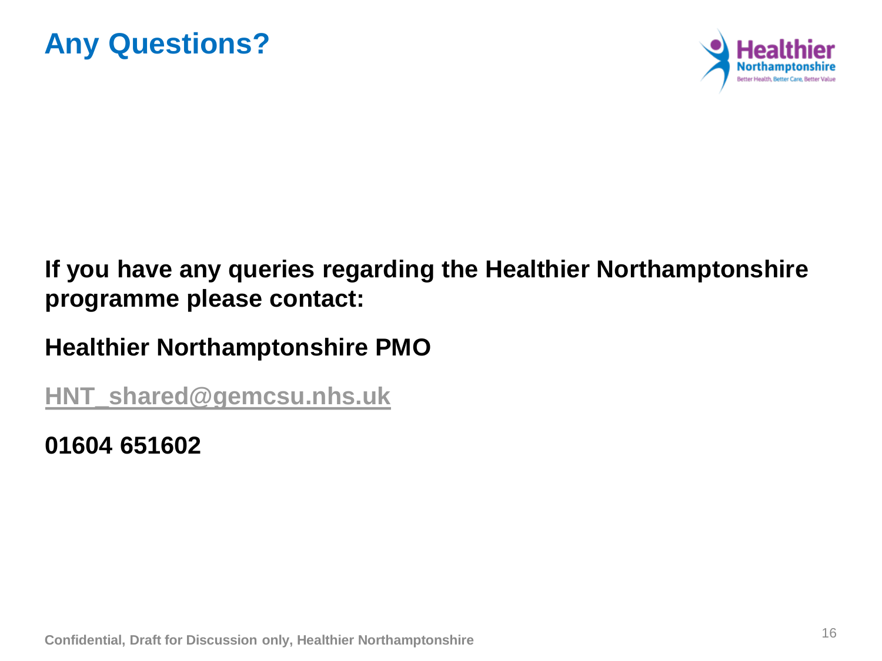# Any Questions?

**If you have any queries regarding the Healthier Northamptonshire programme please contact:**

**Healthier Northamptonshire PMO**

**HNT_shared@gemcsu.nhs.uk**

**01604 651602**

Confidential, Draft for Discussion only, Healthier Northamptonshire